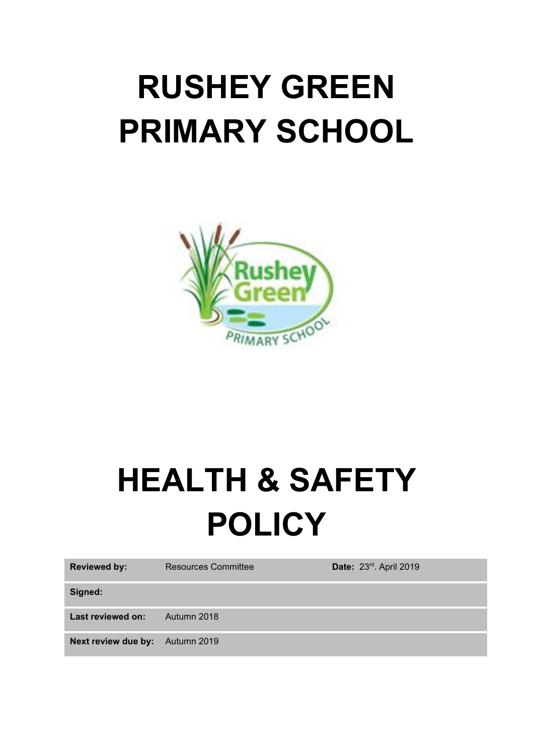# RUSHEY GREEN PRIMARY SCHOOL

# HEALTH & SAFETY POLICY

| **Reviewed by:** | Resources Committee | **Date:** 23rd. April 2019 |
| --- | --- | --- |
| **Signed:** | | |
| **Last reviewed on:** | Autumn 2018 | |
| **Next review due by:** | Autumn 2019 | |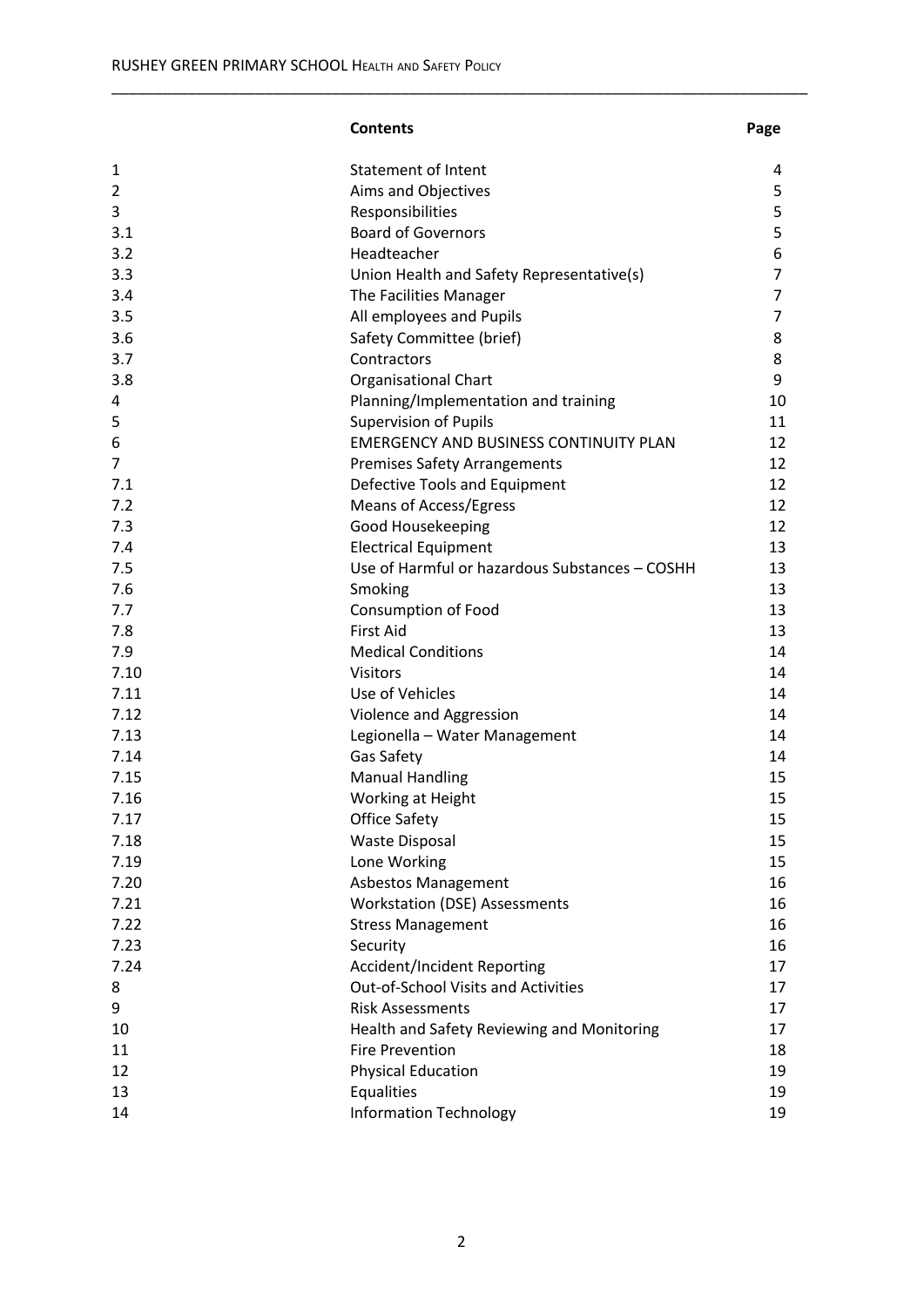| | Contents | Page |
|---|---|---|
| 1 | Statement of Intent | 4 |
| 2 | Aims and Objectives | 5 |
| 3 | Responsibilities | 5 |
| 3.1 | Board of Governors | 5 |
| 3.2 | Headteacher | 6 |
| 3.3 | Union Health and Safety Representative(s) | 7 |
| 3.4 | The Facilities Manager | 7 |
| 3.5 | All employees and Pupils | 7 |
| 3.6 | Safety Committee (brief) | 8 |
| 3.7 | Contractors | 8 |
| 3.8 | Organisational Chart | 9 |
| 4 | Planning/Implementation and training | 10 |
| 5 | Supervision of Pupils | 11 |
| 6 | EMERGENCY AND BUSINESS CONTINUITY PLAN | 12 |
| 7 | Premises Safety Arrangements | 12 |
| 7.1 | Defective Tools and Equipment | 12 |
| 7.2 | Means of Access/Egress | 12 |
| 7.3 | Good Housekeeping | 12 |
| 7.4 | Electrical Equipment | 13 |
| 7.5 | Use of Harmful or hazardous Substances – COSHH | 13 |
| 7.6 | Smoking | 13 |
| 7.7 | Consumption of Food | 13 |
| 7.8 | First Aid | 13 |
| 7.9 | Medical Conditions | 14 |
| 7.10 | Visitors | 14 |
| 7.11 | Use of Vehicles | 14 |
| 7.12 | Violence and Aggression | 14 |
| 7.13 | Legionella – Water Management | 14 |
| 7.14 | Gas Safety | 14 |
| 7.15 | Manual Handling | 15 |
| 7.16 | Working at Height | 15 |
| 7.17 | Office Safety | 15 |
| 7.18 | Waste Disposal | 15 |
| 7.19 | Lone Working | 15 |
| 7.20 | Asbestos Management | 16 |
| 7.21 | Workstation (DSE) Assessments | 16 |
| 7.22 | Stress Management | 16 |
| 7.23 | Security | 16 |
| 7.24 | Accident/Incident Reporting | 17 |
| 8 | Out-of-School Visits and Activities | 17 |
| 9 | Risk Assessments | 17 |
| 10 | Health and Safety Reviewing and Monitoring | 17 |
| 11 | Fire Prevention | 18 |
| 12 | Physical Education | 19 |
| 13 | Equalities | 19 |
| 14 | Information Technology | 19 |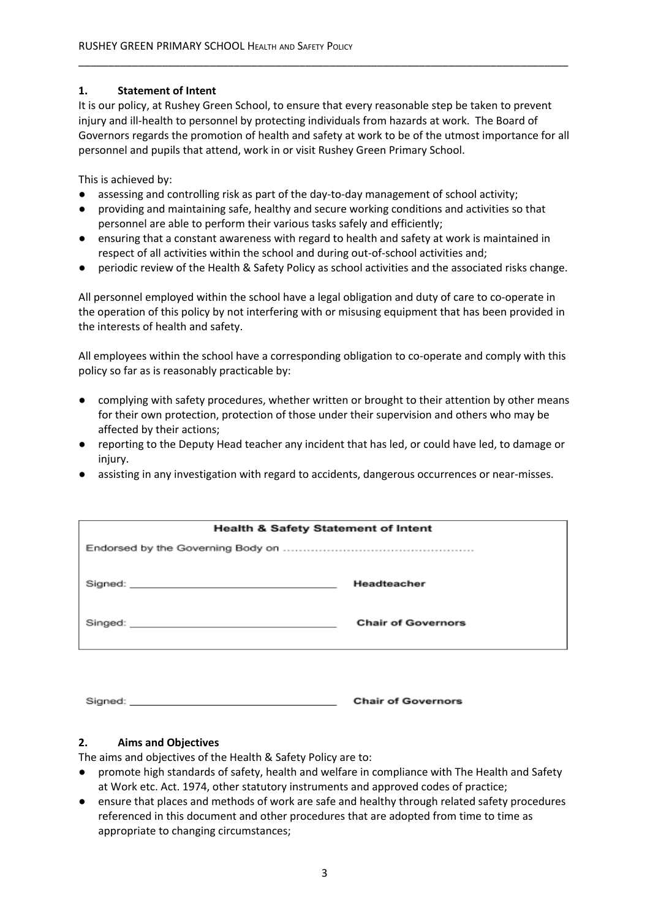## 1. Statement of Intent

It is our policy, at Rushey Green School, to ensure that every reasonable step be taken to prevent injury and ill-health to personnel by protecting individuals from hazards at work. The Board of Governors regards the promotion of health and safety at work to be of the utmost importance for all personnel and pupils that attend, work in or visit Rushey Green Primary School.

This is achieved by:

- assessing and controlling risk as part of the day-to-day management of school activity;
- providing and maintaining safe, healthy and secure working conditions and activities so that personnel are able to perform their various tasks safely and efficiently;
- ensuring that a constant awareness with regard to health and safety at work is maintained in respect of all activities within the school and during out-of-school activities and;
- periodic review of the Health & Safety Policy as school activities and the associated risks change.

All personnel employed within the school have a legal obligation and duty of care to co-operate in the operation of this policy by not interfering with or misusing equipment that has been provided in the interests of health and safety.

All employees within the school have a corresponding obligation to co-operate and comply with this policy so far as is reasonably practicable by:

- complying with safety procedures, whether written or brought to their attention by other means for their own protection, protection of those under their supervision and others who may be affected by their actions;
- reporting to the Deputy Head teacher any incident that has led, or could have led, to damage or injury.
- assisting in any investigation with regard to accidents, dangerous occurrences or near-misses.

| Health & Safety Statement of Intent | |
|---|---|
| Endorsed by the Governing Body on ............................................... | |
| Signed: ___________________________________ | Headteacher |
| Singed: ___________________________________ | Chair of Governors |

Signed: ___________________________________ **Chair of Governors**

## 2. Aims and Objectives

The aims and objectives of the Health & Safety Policy are to:

- promote high standards of safety, health and welfare in compliance with The Health and Safety at Work etc. Act. 1974, other statutory instruments and approved codes of practice;
- ensure that places and methods of work are safe and healthy through related safety procedures referenced in this document and other procedures that are adopted from time to time as appropriate to changing circumstances;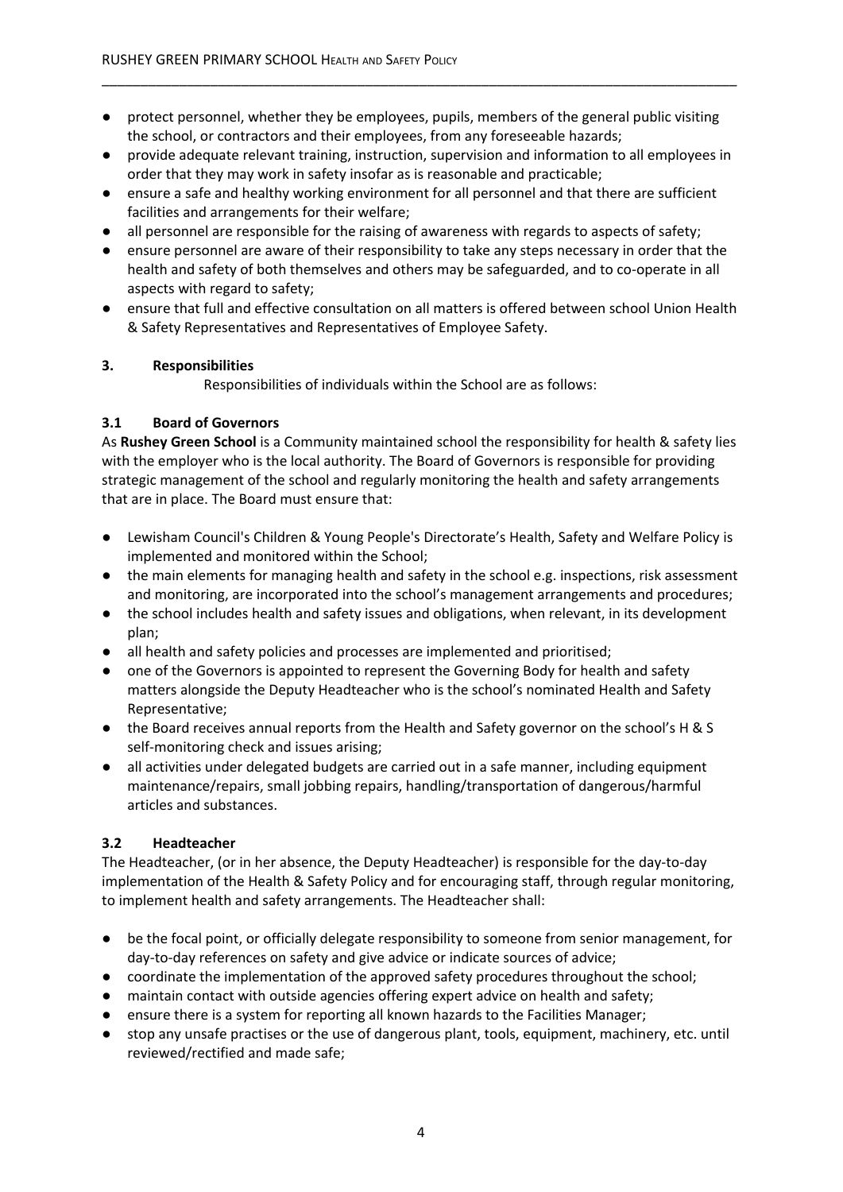- protect personnel, whether they be employees, pupils, members of the general public visiting the school, or contractors and their employees, from any foreseeable hazards;
- provide adequate relevant training, instruction, supervision and information to all employees in order that they may work in safety insofar as is reasonable and practicable;
- ensure a safe and healthy working environment for all personnel and that there are sufficient facilities and arrangements for their welfare;
- all personnel are responsible for the raising of awareness with regards to aspects of safety;
- ensure personnel are aware of their responsibility to take any steps necessary in order that the health and safety of both themselves and others may be safeguarded, and to co-operate in all aspects with regard to safety;
- ensure that full and effective consultation on all matters is offered between school Union Health & Safety Representatives and Representatives of Employee Safety.

### 3. Responsibilities

Responsibilities of individuals within the School are as follows:

#### 3.1 Board of Governors

As **Rushey Green School** is a Community maintained school the responsibility for health & safety lies with the employer who is the local authority. The Board of Governors is responsible for providing strategic management of the school and regularly monitoring the health and safety arrangements that are in place. The Board must ensure that:

- Lewisham Council's Children & Young People's Directorate's Health, Safety and Welfare Policy is implemented and monitored within the School;
- the main elements for managing health and safety in the school e.g. inspections, risk assessment and monitoring, are incorporated into the school's management arrangements and procedures;
- the school includes health and safety issues and obligations, when relevant, in its development plan;
- all health and safety policies and processes are implemented and prioritised;
- one of the Governors is appointed to represent the Governing Body for health and safety matters alongside the Deputy Headteacher who is the school's nominated Health and Safety Representative;
- the Board receives annual reports from the Health and Safety governor on the school's H & S self-monitoring check and issues arising;
- all activities under delegated budgets are carried out in a safe manner, including equipment maintenance/repairs, small jobbing repairs, handling/transportation of dangerous/harmful articles and substances.

#### 3.2 Headteacher

The Headteacher, (or in her absence, the Deputy Headteacher) is responsible for the day-to-day implementation of the Health & Safety Policy and for encouraging staff, through regular monitoring, to implement health and safety arrangements. The Headteacher shall:

- be the focal point, or officially delegate responsibility to someone from senior management, for day-to-day references on safety and give advice or indicate sources of advice;
- coordinate the implementation of the approved safety procedures throughout the school;
- maintain contact with outside agencies offering expert advice on health and safety;
- ensure there is a system for reporting all known hazards to the Facilities Manager;
- stop any unsafe practises or the use of dangerous plant, tools, equipment, machinery, etc. until reviewed/rectified and made safe;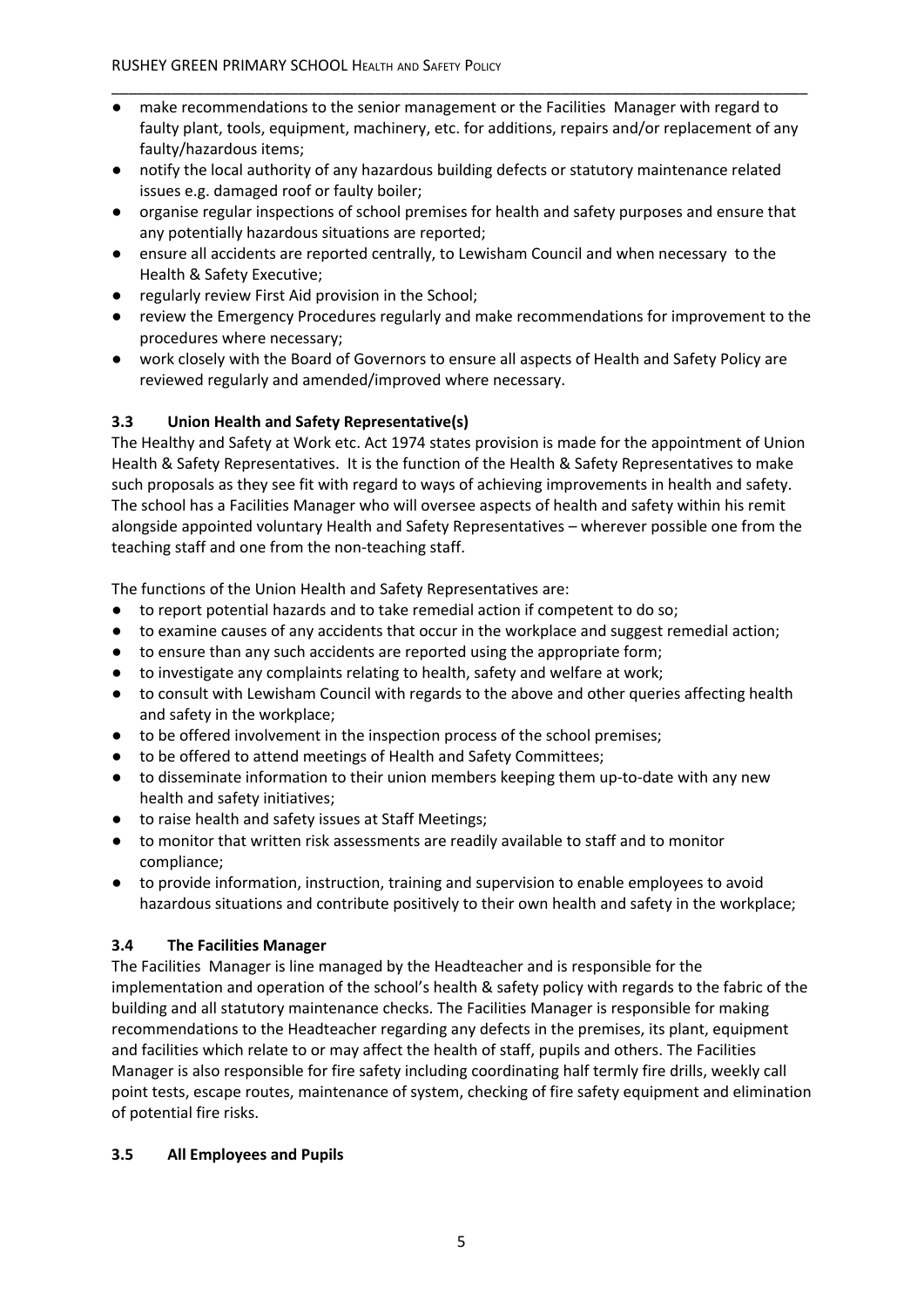- make recommendations to the senior management or the Facilities  Manager with regard to faulty plant, tools, equipment, machinery, etc. for additions, repairs and/or replacement of any faulty/hazardous items;
- notify the local authority of any hazardous building defects or statutory maintenance related issues e.g. damaged roof or faulty boiler;
- organise regular inspections of school premises for health and safety purposes and ensure that any potentially hazardous situations are reported;
- ensure all accidents are reported centrally, to Lewisham Council and when necessary  to the Health & Safety Executive;
- regularly review First Aid provision in the School;
- review the Emergency Procedures regularly and make recommendations for improvement to the procedures where necessary;
- work closely with the Board of Governors to ensure all aspects of Health and Safety Policy are reviewed regularly and amended/improved where necessary.

### 3.3 Union Health and Safety Representative(s)

The Healthy and Safety at Work etc. Act 1974 states provision is made for the appointment of Union Health & Safety Representatives.  It is the function of the Health & Safety Representatives to make such proposals as they see fit with regard to ways of achieving improvements in health and safety. The school has a Facilities Manager who will oversee aspects of health and safety within his remit alongside appointed voluntary Health and Safety Representatives – wherever possible one from the teaching staff and one from the non-teaching staff.

The functions of the Union Health and Safety Representatives are:

- to report potential hazards and to take remedial action if competent to do so;
- to examine causes of any accidents that occur in the workplace and suggest remedial action;
- to ensure than any such accidents are reported using the appropriate form;
- to investigate any complaints relating to health, safety and welfare at work;
- to consult with Lewisham Council with regards to the above and other queries affecting health and safety in the workplace;
- to be offered involvement in the inspection process of the school premises;
- to be offered to attend meetings of Health and Safety Committees;
- to disseminate information to their union members keeping them up-to-date with any new health and safety initiatives;
- to raise health and safety issues at Staff Meetings;
- to monitor that written risk assessments are readily available to staff and to monitor compliance;
- to provide information, instruction, training and supervision to enable employees to avoid hazardous situations and contribute positively to their own health and safety in the workplace;

### 3.4 The Facilities Manager

The Facilities  Manager is line managed by the Headteacher and is responsible for the implementation and operation of the school's health & safety policy with regards to the fabric of the building and all statutory maintenance checks. The Facilities Manager is responsible for making recommendations to the Headteacher regarding any defects in the premises, its plant, equipment and facilities which relate to or may affect the health of staff, pupils and others. The Facilities Manager is also responsible for fire safety including coordinating half termly fire drills, weekly call point tests, escape routes, maintenance of system, checking of fire safety equipment and elimination of potential fire risks.

### 3.5 All Employees and Pupils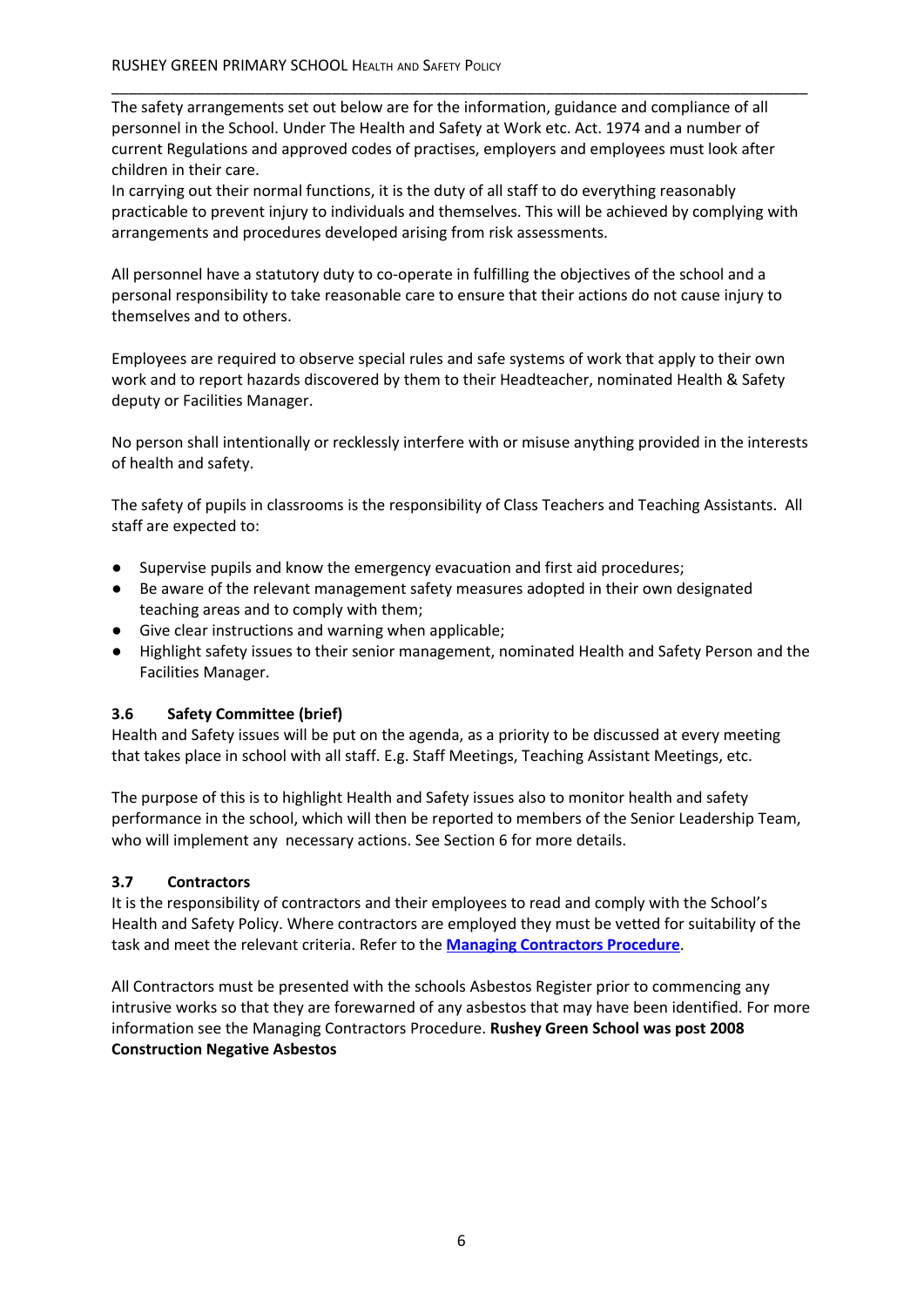The safety arrangements set out below are for the information, guidance and compliance of all personnel in the School. Under The Health and Safety at Work etc. Act. 1974 and a number of current Regulations and approved codes of practises, employers and employees must look after children in their care.
In carrying out their normal functions, it is the duty of all staff to do everything reasonably practicable to prevent injury to individuals and themselves. This will be achieved by complying with arrangements and procedures developed arising from risk assessments.

All personnel have a statutory duty to co-operate in fulfilling the objectives of the school and a personal responsibility to take reasonable care to ensure that their actions do not cause injury to themselves and to others.

Employees are required to observe special rules and safe systems of work that apply to their own work and to report hazards discovered by them to their Headteacher, nominated Health & Safety deputy or Facilities Manager.

No person shall intentionally or recklessly interfere with or misuse anything provided in the interests of health and safety.

The safety of pupils in classrooms is the responsibility of Class Teachers and Teaching Assistants. All staff are expected to:

- Supervise pupils and know the emergency evacuation and first aid procedures;
- Be aware of the relevant management safety measures adopted in their own designated teaching areas and to comply with them;
- Give clear instructions and warning when applicable;
- Highlight safety issues to their senior management, nominated Health and Safety Person and the Facilities Manager.

### 3.6 Safety Committee (brief)

Health and Safety issues will be put on the agenda, as a priority to be discussed at every meeting that takes place in school with all staff. E.g. Staff Meetings, Teaching Assistant Meetings, etc.

The purpose of this is to highlight Health and Safety issues also to monitor health and safety performance in the school, which will then be reported to members of the Senior Leadership Team, who will implement any necessary actions. See Section 6 for more details.

### 3.7 Contractors

It is the responsibility of contractors and their employees to read and comply with the School's Health and Safety Policy. Where contractors are employed they must be vetted for suitability of the task and meet the relevant criteria. Refer to the **Managing Contractors Procedure**.

All Contractors must be presented with the schools Asbestos Register prior to commencing any intrusive works so that they are forewarned of any asbestos that may have been identified. For more information see the Managing Contractors Procedure. **Rushey Green School was post 2008 Construction Negative Asbestos**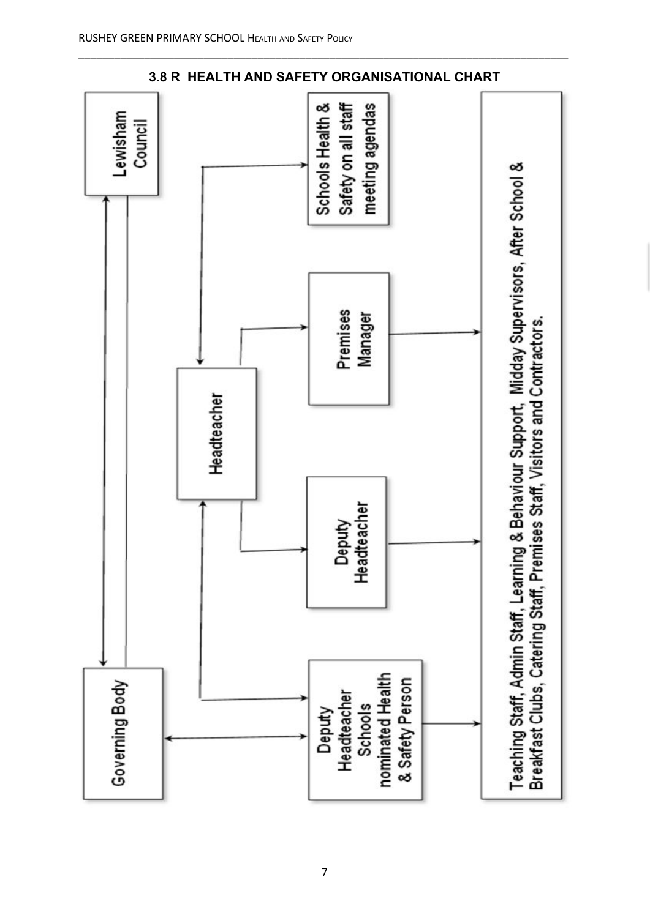## 3.8 R HEALTH AND SAFETY ORGANISATIONAL CHART

Lewisham Council

Governing Body

Headteacher

Schools Health & Safety on all staff meeting agendas

Premises Manager

Deputy Headteacher

Deputy Headteacher Schools nominated Health & Safety Person

Teaching Staff, Admin Staff, Learning & Behaviour Support, Midday Supervisors, After School & Breakfast Clubs, Catering Staff, Premises Staff, Visitors and Contractors.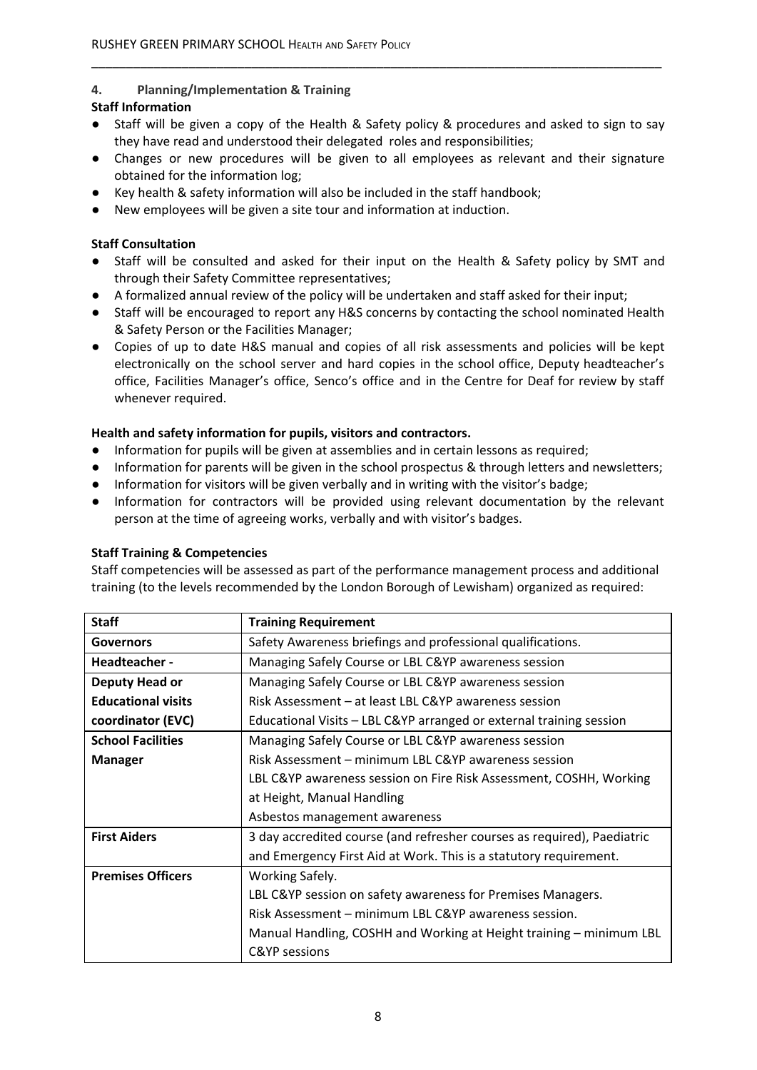## 4. Planning/Implementation & Training

**Staff Information**

- Staff will be given a copy of the Health & Safety policy & procedures and asked to sign to say they have read and understood their delegated roles and responsibilities;
- Changes or new procedures will be given to all employees as relevant and their signature obtained for the information log;
- Key health & safety information will also be included in the staff handbook;
- New employees will be given a site tour and information at induction.

**Staff Consultation**

- Staff will be consulted and asked for their input on the Health & Safety policy by SMT and through their Safety Committee representatives;
- A formalized annual review of the policy will be undertaken and staff asked for their input;
- Staff will be encouraged to report any H&S concerns by contacting the school nominated Health & Safety Person or the Facilities Manager;
- Copies of up to date H&S manual and copies of all risk assessments and policies will be kept electronically on the school server and hard copies in the school office, Deputy headteacher's office, Facilities Manager's office, Senco's office and in the Centre for Deaf for review by staff whenever required.

**Health and safety information for pupils, visitors and contractors.**

- Information for pupils will be given at assemblies and in certain lessons as required;
- Information for parents will be given in the school prospectus & through letters and newsletters;
- Information for visitors will be given verbally and in writing with the visitor's badge;
- Information for contractors will be provided using relevant documentation by the relevant person at the time of agreeing works, verbally and with visitor's badges.

**Staff Training & Competencies**

Staff competencies will be assessed as part of the performance management process and additional training (to the levels recommended by the London Borough of Lewisham) organized as required:

| Staff | Training Requirement |
|---|---|
| **Governors** | Safety Awareness briefings and professional qualifications. |
| **Headteacher -** | Managing Safely Course or LBL C&YP awareness session |
| **Deputy Head or Educational visits coordinator (EVC)** | Managing Safely Course or LBL C&YP awareness session<br>Risk Assessment – at least LBL C&YP awareness session<br>Educational Visits – LBL C&YP arranged or external training session |
| **School Facilities Manager** | Managing Safely Course or LBL C&YP awareness session<br>Risk Assessment – minimum LBL C&YP awareness session<br>LBL C&YP awareness session on Fire Risk Assessment, COSHH, Working at Height, Manual Handling<br>Asbestos management awareness |
| **First Aiders** | 3 day accredited course (and refresher courses as required), Paediatric and Emergency First Aid at Work. This is a statutory requirement. |
| **Premises Officers** | Working Safely.<br>LBL C&YP session on safety awareness for Premises Managers.<br>Risk Assessment – minimum LBL C&YP awareness session.<br>Manual Handling, COSHH and Working at Height training – minimum LBL C&YP sessions |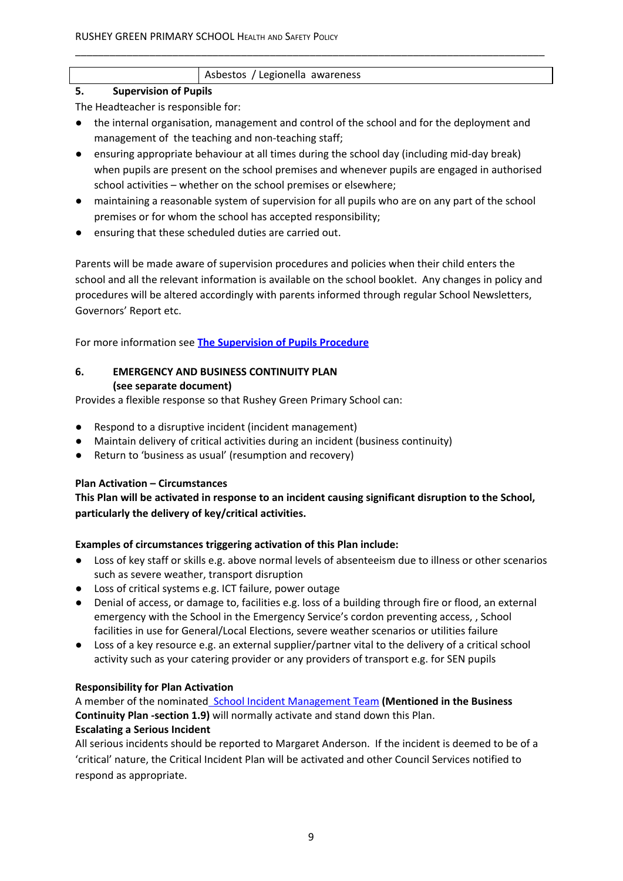| | Asbestos / Legionella awareness |
|---|---|

## 5. Supervision of Pupils

The Headteacher is responsible for:

- the internal organisation, management and control of the school and for the deployment and management of the teaching and non-teaching staff;
- ensuring appropriate behaviour at all times during the school day (including mid-day break) when pupils are present on the school premises and whenever pupils are engaged in authorised school activities – whether on the school premises or elsewhere;
- maintaining a reasonable system of supervision for all pupils who are on any part of the school premises or for whom the school has accepted responsibility;
- ensuring that these scheduled duties are carried out.

Parents will be made aware of supervision procedures and policies when their child enters the school and all the relevant information is available on the school booklet. Any changes in policy and procedures will be altered accordingly with parents informed through regular School Newsletters, Governors' Report etc.

For more information see **The Supervision of Pupils Procedure**

## 6. EMERGENCY AND BUSINESS CONTINUITY PLAN (see separate document)

Provides a flexible response so that Rushey Green Primary School can:

- Respond to a disruptive incident (incident management)
- Maintain delivery of critical activities during an incident (business continuity)
- Return to 'business as usual' (resumption and recovery)

**Plan Activation – Circumstances**

**This Plan will be activated in response to an incident causing significant disruption to the School, particularly the delivery of key/critical activities.**

**Examples of circumstances triggering activation of this Plan include:**

- Loss of key staff or skills e.g. above normal levels of absenteeism due to illness or other scenarios such as severe weather, transport disruption
- Loss of critical systems e.g. ICT failure, power outage
- Denial of access, or damage to, facilities e.g. loss of a building through fire or flood, an external emergency with the School in the Emergency Service's cordon preventing access, , School facilities in use for General/Local Elections, severe weather scenarios or utilities failure
- Loss of a key resource e.g. an external supplier/partner vital to the delivery of a critical school activity such as your catering provider or any providers of transport e.g. for SEN pupils

**Responsibility for Plan Activation**

A member of the nominated School Incident Management Team **(Mentioned in the Business Continuity Plan -section 1.9)** will normally activate and stand down this Plan.

**Escalating a Serious Incident**

All serious incidents should be reported to Margaret Anderson. If the incident is deemed to be of a 'critical' nature, the Critical Incident Plan will be activated and other Council Services notified to respond as appropriate.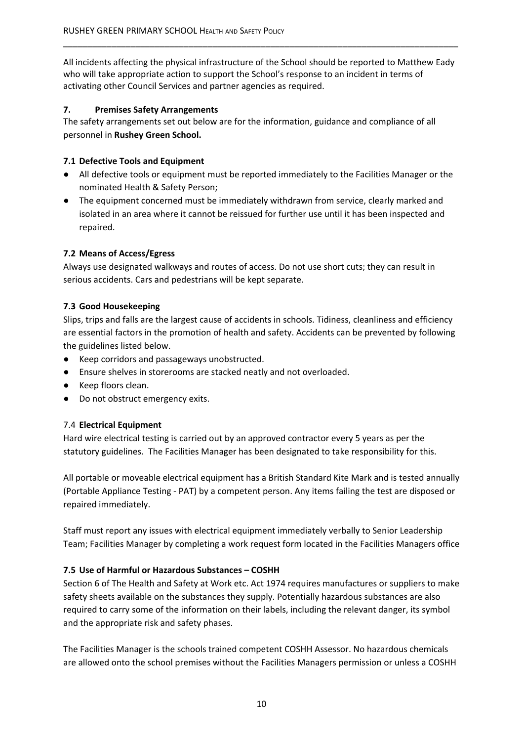All incidents affecting the physical infrastructure of the School should be reported to Matthew Eady who will take appropriate action to support the School's response to an incident in terms of activating other Council Services and partner agencies as required.

## 7. Premises Safety Arrangements

The safety arrangements set out below are for the information, guidance and compliance of all personnel in **Rushey Green School.**

### 7.1 Defective Tools and Equipment

- All defective tools or equipment must be reported immediately to the Facilities Manager or the nominated Health & Safety Person;
- The equipment concerned must be immediately withdrawn from service, clearly marked and isolated in an area where it cannot be reissued for further use until it has been inspected and repaired.

### 7.2 Means of Access/Egress

Always use designated walkways and routes of access. Do not use short cuts; they can result in serious accidents. Cars and pedestrians will be kept separate.

### 7.3 Good Housekeeping

Slips, trips and falls are the largest cause of accidents in schools. Tidiness, cleanliness and efficiency are essential factors in the promotion of health and safety. Accidents can be prevented by following the guidelines listed below.

- Keep corridors and passageways unobstructed.
- Ensure shelves in storerooms are stacked neatly and not overloaded.
- Keep floors clean.
- Do not obstruct emergency exits.

### 7.4 Electrical Equipment

Hard wire electrical testing is carried out by an approved contractor every 5 years as per the statutory guidelines. The Facilities Manager has been designated to take responsibility for this.

All portable or moveable electrical equipment has a British Standard Kite Mark and is tested annually (Portable Appliance Testing - PAT) by a competent person. Any items failing the test are disposed or repaired immediately.

Staff must report any issues with electrical equipment immediately verbally to Senior Leadership Team; Facilities Manager by completing a work request form located in the Facilities Managers office

### 7.5 Use of Harmful or Hazardous Substances – COSHH

Section 6 of The Health and Safety at Work etc. Act 1974 requires manufactures or suppliers to make safety sheets available on the substances they supply. Potentially hazardous substances are also required to carry some of the information on their labels, including the relevant danger, its symbol and the appropriate risk and safety phases.

The Facilities Manager is the schools trained competent COSHH Assessor. No hazardous chemicals are allowed onto the school premises without the Facilities Managers permission or unless a COSHH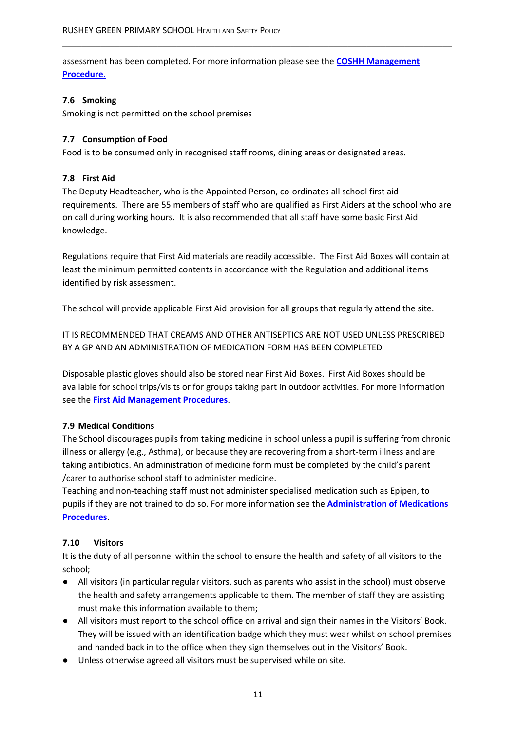assessment has been completed. For more information please see the **COSHH Management Procedure.**

### 7.6 Smoking

Smoking is not permitted on the school premises

### 7.7 Consumption of Food

Food is to be consumed only in recognised staff rooms, dining areas or designated areas.

### 7.8 First Aid

The Deputy Headteacher, who is the Appointed Person, co-ordinates all school first aid requirements. There are 55 members of staff who are qualified as First Aiders at the school who are on call during working hours. It is also recommended that all staff have some basic First Aid knowledge.

Regulations require that First Aid materials are readily accessible. The First Aid Boxes will contain at least the minimum permitted contents in accordance with the Regulation and additional items identified by risk assessment.

The school will provide applicable First Aid provision for all groups that regularly attend the site.

IT IS RECOMMENDED THAT CREAMS AND OTHER ANTISEPTICS ARE NOT USED UNLESS PRESCRIBED BY A GP AND AN ADMINISTRATION OF MEDICATION FORM HAS BEEN COMPLETED

Disposable plastic gloves should also be stored near First Aid Boxes. First Aid Boxes should be available for school trips/visits or for groups taking part in outdoor activities. For more information see the **First Aid Management Procedures**.

### 7.9 Medical Conditions

The School discourages pupils from taking medicine in school unless a pupil is suffering from chronic illness or allergy (e.g., Asthma), or because they are recovering from a short-term illness and are taking antibiotics. An administration of medicine form must be completed by the child's parent /carer to authorise school staff to administer medicine.

Teaching and non-teaching staff must not administer specialised medication such as Epipen, to pupils if they are not trained to do so. For more information see the **Administration of Medications Procedures**.

### 7.10 Visitors

It is the duty of all personnel within the school to ensure the health and safety of all visitors to the school;

- All visitors (in particular regular visitors, such as parents who assist in the school) must observe the health and safety arrangements applicable to them. The member of staff they are assisting must make this information available to them;
- All visitors must report to the school office on arrival and sign their names in the Visitors' Book. They will be issued with an identification badge which they must wear whilst on school premises and handed back in to the office when they sign themselves out in the Visitors' Book.
- Unless otherwise agreed all visitors must be supervised while on site.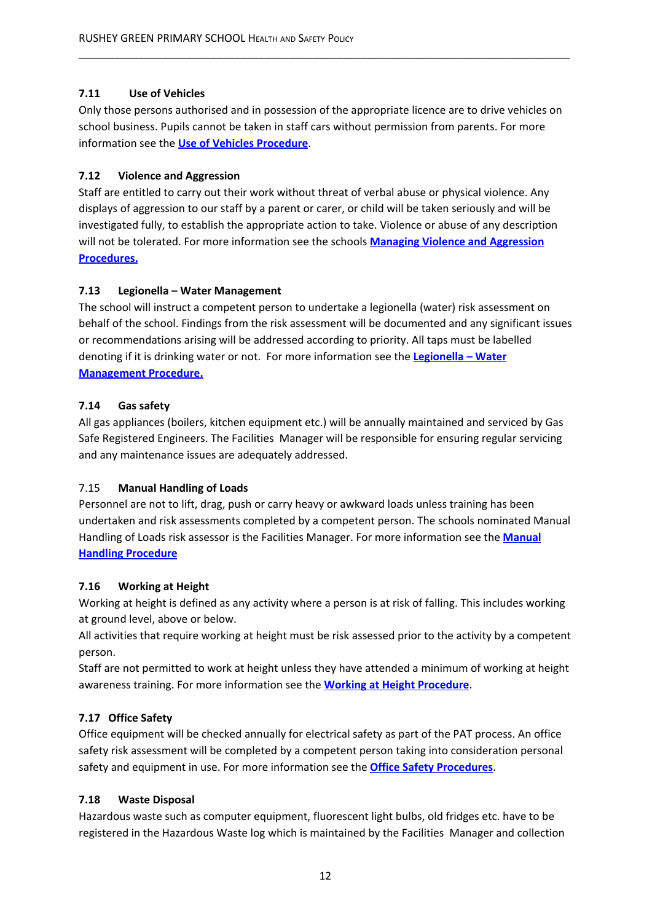### 7.11 Use of Vehicles

Only those persons authorised and in possession of the appropriate licence are to drive vehicles on school business. Pupils cannot be taken in staff cars without permission from parents. For more information see the **Use of Vehicles Procedure**.

### 7.12 Violence and Aggression

Staff are entitled to carry out their work without threat of verbal abuse or physical violence. Any displays of aggression to our staff by a parent or carer, or child will be taken seriously and will be investigated fully, to establish the appropriate action to take. Violence or abuse of any description will not be tolerated. For more information see the schools **Managing Violence and Aggression Procedures.**

### 7.13 Legionella – Water Management

The school will instruct a competent person to undertake a legionella (water) risk assessment on behalf of the school. Findings from the risk assessment will be documented and any significant issues or recommendations arising will be addressed according to priority. All taps must be labelled denoting if it is drinking water or not. For more information see the **Legionella – Water Management Procedure.**

### 7.14 Gas safety

All gas appliances (boilers, kitchen equipment etc.) will be annually maintained and serviced by Gas Safe Registered Engineers. The Facilities Manager will be responsible for ensuring regular servicing and any maintenance issues are adequately addressed.

### 7.15 Manual Handling of Loads

Personnel are not to lift, drag, push or carry heavy or awkward loads unless training has been undertaken and risk assessments completed by a competent person. The schools nominated Manual Handling of Loads risk assessor is the Facilities Manager. For more information see the **Manual Handling Procedure**

### 7.16 Working at Height

Working at height is defined as any activity where a person is at risk of falling. This includes working at ground level, above or below.

All activities that require working at height must be risk assessed prior to the activity by a competent person.

Staff are not permitted to work at height unless they have attended a minimum of working at height awareness training. For more information see the **Working at Height Procedure**.

### 7.17 Office Safety

Office equipment will be checked annually for electrical safety as part of the PAT process. An office safety risk assessment will be completed by a competent person taking into consideration personal safety and equipment in use. For more information see the **Office Safety Procedures**.

### 7.18 Waste Disposal

Hazardous waste such as computer equipment, fluorescent light bulbs, old fridges etc. have to be registered in the Hazardous Waste log which is maintained by the Facilities Manager and collection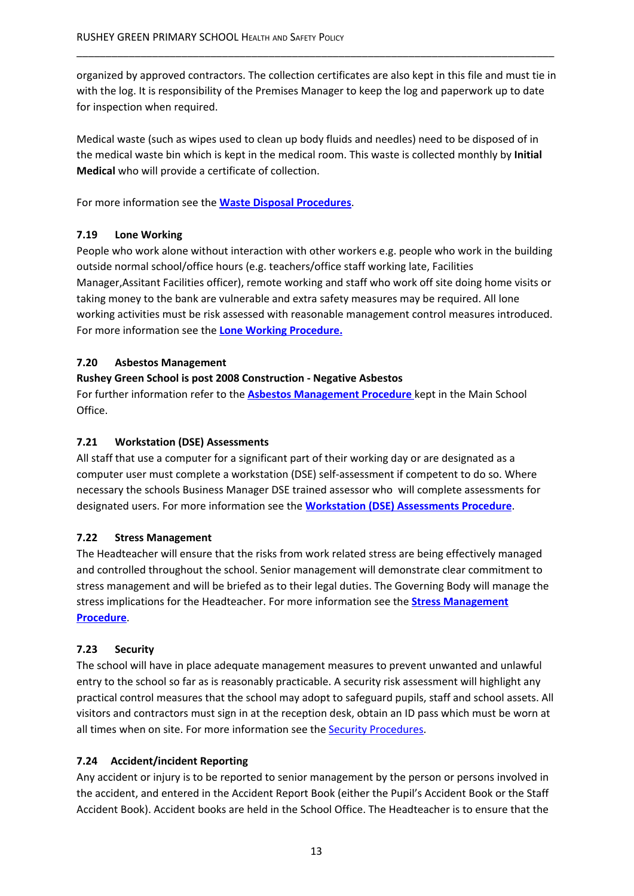organized by approved contractors. The collection certificates are also kept in this file and must tie in with the log. It is responsibility of the Premises Manager to keep the log and paperwork up to date for inspection when required.

Medical waste (such as wipes used to clean up body fluids and needles) need to be disposed of in the medical waste bin which is kept in the medical room. This waste is collected monthly by **Initial Medical** who will provide a certificate of collection.

For more information see the **Waste Disposal Procedures**.

### 7.19 Lone Working

People who work alone without interaction with other workers e.g. people who work in the building outside normal school/office hours (e.g. teachers/office staff working late, Facilities Manager,Assitant Facilities officer), remote working and staff who work off site doing home visits or taking money to the bank are vulnerable and extra safety measures may be required. All lone working activities must be risk assessed with reasonable management control measures introduced. For more information see the **Lone Working Procedure.**

### 7.20 Asbestos Management

**Rushey Green School is post 2008 Construction - Negative Asbestos**

For further information refer to the **Asbestos Management Procedure** kept in the Main School Office.

### 7.21 Workstation (DSE) Assessments

All staff that use a computer for a significant part of their working day or are designated as a computer user must complete a workstation (DSE) self-assessment if competent to do so. Where necessary the schools Business Manager DSE trained assessor who will complete assessments for designated users. For more information see the **Workstation (DSE) Assessments Procedure**.

### 7.22 Stress Management

The Headteacher will ensure that the risks from work related stress are being effectively managed and controlled throughout the school. Senior management will demonstrate clear commitment to stress management and will be briefed as to their legal duties. The Governing Body will manage the stress implications for the Headteacher. For more information see the **Stress Management Procedure**.

### 7.23 Security

The school will have in place adequate management measures to prevent unwanted and unlawful entry to the school so far as is reasonably practicable. A security risk assessment will highlight any practical control measures that the school may adopt to safeguard pupils, staff and school assets. All visitors and contractors must sign in at the reception desk, obtain an ID pass which must be worn at all times when on site. For more information see the Security Procedures.

### 7.24 Accident/incident Reporting

Any accident or injury is to be reported to senior management by the person or persons involved in the accident, and entered in the Accident Report Book (either the Pupil's Accident Book or the Staff Accident Book). Accident books are held in the School Office. The Headteacher is to ensure that the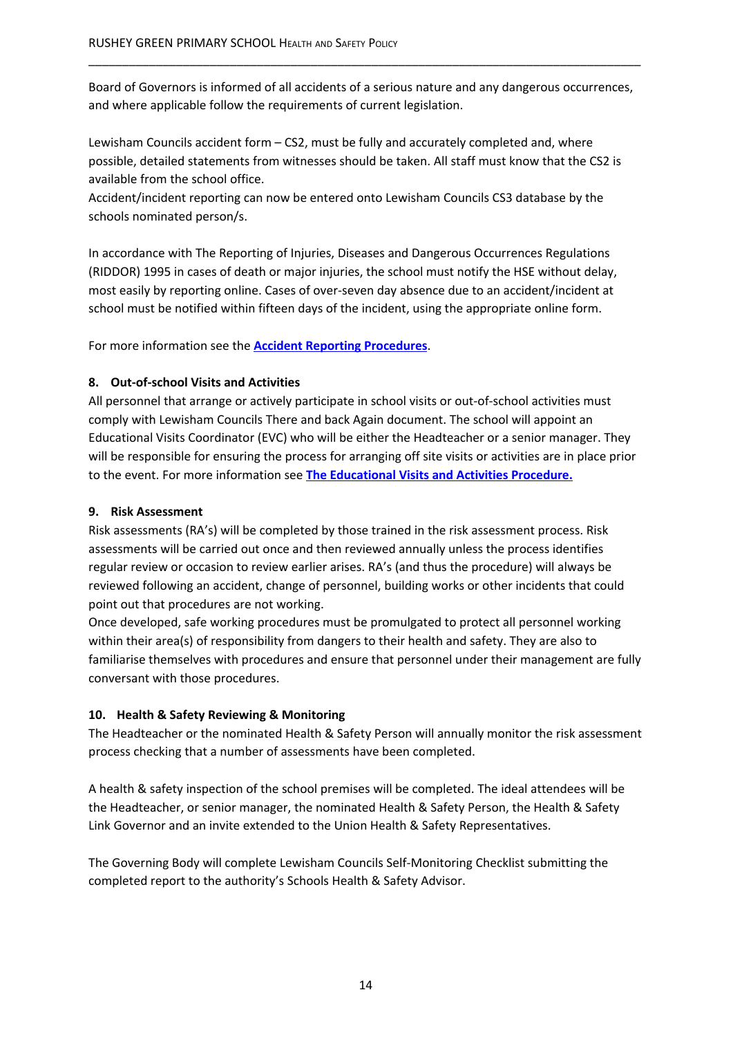Board of Governors is informed of all accidents of a serious nature and any dangerous occurrences, and where applicable follow the requirements of current legislation.

Lewisham Councils accident form – CS2, must be fully and accurately completed and, where possible, detailed statements from witnesses should be taken. All staff must know that the CS2 is available from the school office.
Accident/incident reporting can now be entered onto Lewisham Councils CS3 database by the schools nominated person/s.

In accordance with The Reporting of Injuries, Diseases and Dangerous Occurrences Regulations (RIDDOR) 1995 in cases of death or major injuries, the school must notify the HSE without delay, most easily by reporting online. Cases of over-seven day absence due to an accident/incident at school must be notified within fifteen days of the incident, using the appropriate online form.

For more information see the **Accident Reporting Procedures**.

### 8. Out-of-school Visits and Activities

All personnel that arrange or actively participate in school visits or out-of-school activities must comply with Lewisham Councils There and back Again document. The school will appoint an Educational Visits Coordinator (EVC) who will be either the Headteacher or a senior manager. They will be responsible for ensuring the process for arranging off site visits or activities are in place prior to the event. For more information see **The Educational Visits and Activities Procedure.**

### 9. Risk Assessment

Risk assessments (RA's) will be completed by those trained in the risk assessment process. Risk assessments will be carried out once and then reviewed annually unless the process identifies regular review or occasion to review earlier arises. RA's (and thus the procedure) will always be reviewed following an accident, change of personnel, building works or other incidents that could point out that procedures are not working.
Once developed, safe working procedures must be promulgated to protect all personnel working within their area(s) of responsibility from dangers to their health and safety. They are also to familiarise themselves with procedures and ensure that personnel under their management are fully conversant with those procedures.

### 10. Health & Safety Reviewing & Monitoring

The Headteacher or the nominated Health & Safety Person will annually monitor the risk assessment process checking that a number of assessments have been completed.

A health & safety inspection of the school premises will be completed. The ideal attendees will be the Headteacher, or senior manager, the nominated Health & Safety Person, the Health & Safety Link Governor and an invite extended to the Union Health & Safety Representatives.

The Governing Body will complete Lewisham Councils Self-Monitoring Checklist submitting the completed report to the authority's Schools Health & Safety Advisor.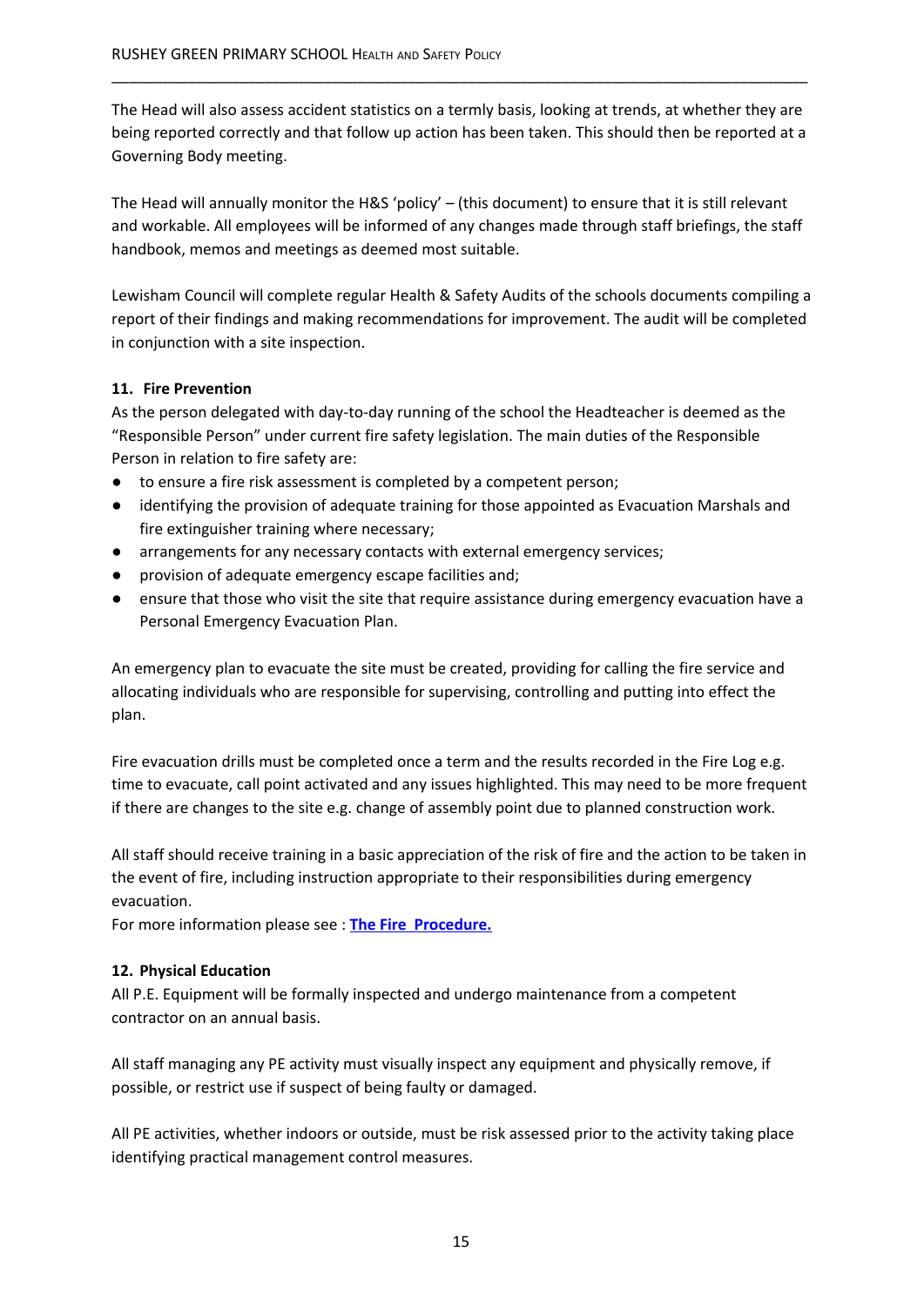The Head will also assess accident statistics on a termly basis, looking at trends, at whether they are being reported correctly and that follow up action has been taken. This should then be reported at a Governing Body meeting.

The Head will annually monitor the H&S 'policy' – (this document) to ensure that it is still relevant and workable. All employees will be informed of any changes made through staff briefings, the staff handbook, memos and meetings as deemed most suitable.

Lewisham Council will complete regular Health & Safety Audits of the schools documents compiling a report of their findings and making recommendations for improvement. The audit will be completed in conjunction with a site inspection.

**11. Fire Prevention**

As the person delegated with day-to-day running of the school the Headteacher is deemed as the "Responsible Person" under current fire safety legislation. The main duties of the Responsible Person in relation to fire safety are:

- to ensure a fire risk assessment is completed by a competent person;
- identifying the provision of adequate training for those appointed as Evacuation Marshals and fire extinguisher training where necessary;
- arrangements for any necessary contacts with external emergency services;
- provision of adequate emergency escape facilities and;
- ensure that those who visit the site that require assistance during emergency evacuation have a Personal Emergency Evacuation Plan.

An emergency plan to evacuate the site must be created, providing for calling the fire service and allocating individuals who are responsible for supervising, controlling and putting into effect the plan.

Fire evacuation drills must be completed once a term and the results recorded in the Fire Log e.g. time to evacuate, call point activated and any issues highlighted. This may need to be more frequent if there are changes to the site e.g. change of assembly point due to planned construction work.

All staff should receive training in a basic appreciation of the risk of fire and the action to be taken in the event of fire, including instruction appropriate to their responsibilities during emergency evacuation.

For more information please see : **The Fire Procedure.**

**12. Physical Education**

All P.E. Equipment will be formally inspected and undergo maintenance from a competent contractor on an annual basis.

All staff managing any PE activity must visually inspect any equipment and physically remove, if possible, or restrict use if suspect of being faulty or damaged.

All PE activities, whether indoors or outside, must be risk assessed prior to the activity taking place identifying practical management control measures.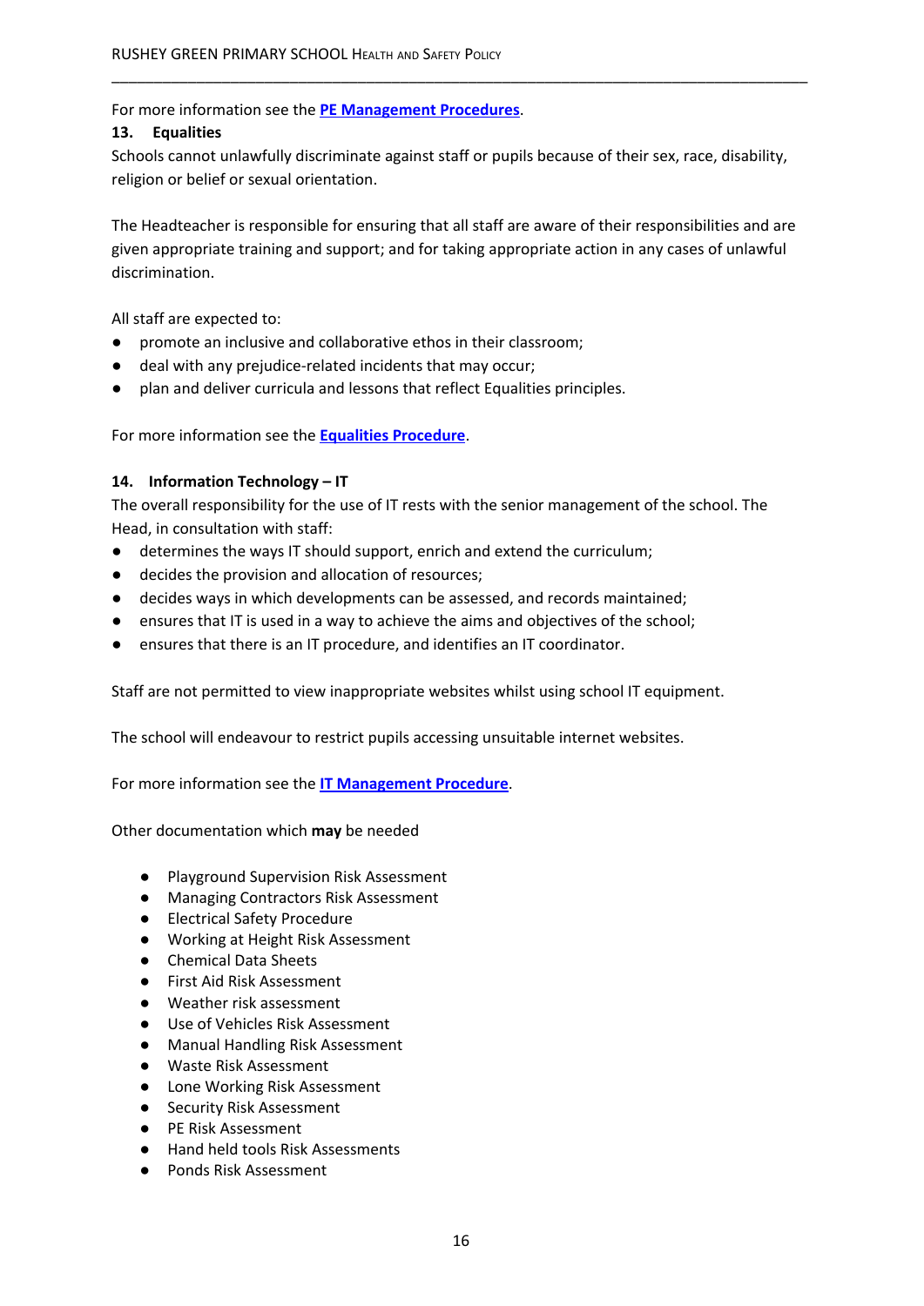For more information see the **PE Management Procedures**.

## 13. Equalities

Schools cannot unlawfully discriminate against staff or pupils because of their sex, race, disability, religion or belief or sexual orientation.

The Headteacher is responsible for ensuring that all staff are aware of their responsibilities and are given appropriate training and support; and for taking appropriate action in any cases of unlawful discrimination.

All staff are expected to:

- promote an inclusive and collaborative ethos in their classroom;
- deal with any prejudice-related incidents that may occur;
- plan and deliver curricula and lessons that reflect Equalities principles.

For more information see the **Equalities Procedure**.

## 14. Information Technology – IT

The overall responsibility for the use of IT rests with the senior management of the school. The Head, in consultation with staff:

- determines the ways IT should support, enrich and extend the curriculum;
- decides the provision and allocation of resources;
- decides ways in which developments can be assessed, and records maintained;
- ensures that IT is used in a way to achieve the aims and objectives of the school;
- ensures that there is an IT procedure, and identifies an IT coordinator.

Staff are not permitted to view inappropriate websites whilst using school IT equipment.

The school will endeavour to restrict pupils accessing unsuitable internet websites.

For more information see the **IT Management Procedure**.

Other documentation which **may** be needed

- Playground Supervision Risk Assessment
- Managing Contractors Risk Assessment
- Electrical Safety Procedure
- Working at Height Risk Assessment
- Chemical Data Sheets
- First Aid Risk Assessment
- Weather risk assessment
- Use of Vehicles Risk Assessment
- Manual Handling Risk Assessment
- Waste Risk Assessment
- Lone Working Risk Assessment
- Security Risk Assessment
- PE Risk Assessment
- Hand held tools Risk Assessments
- Ponds Risk Assessment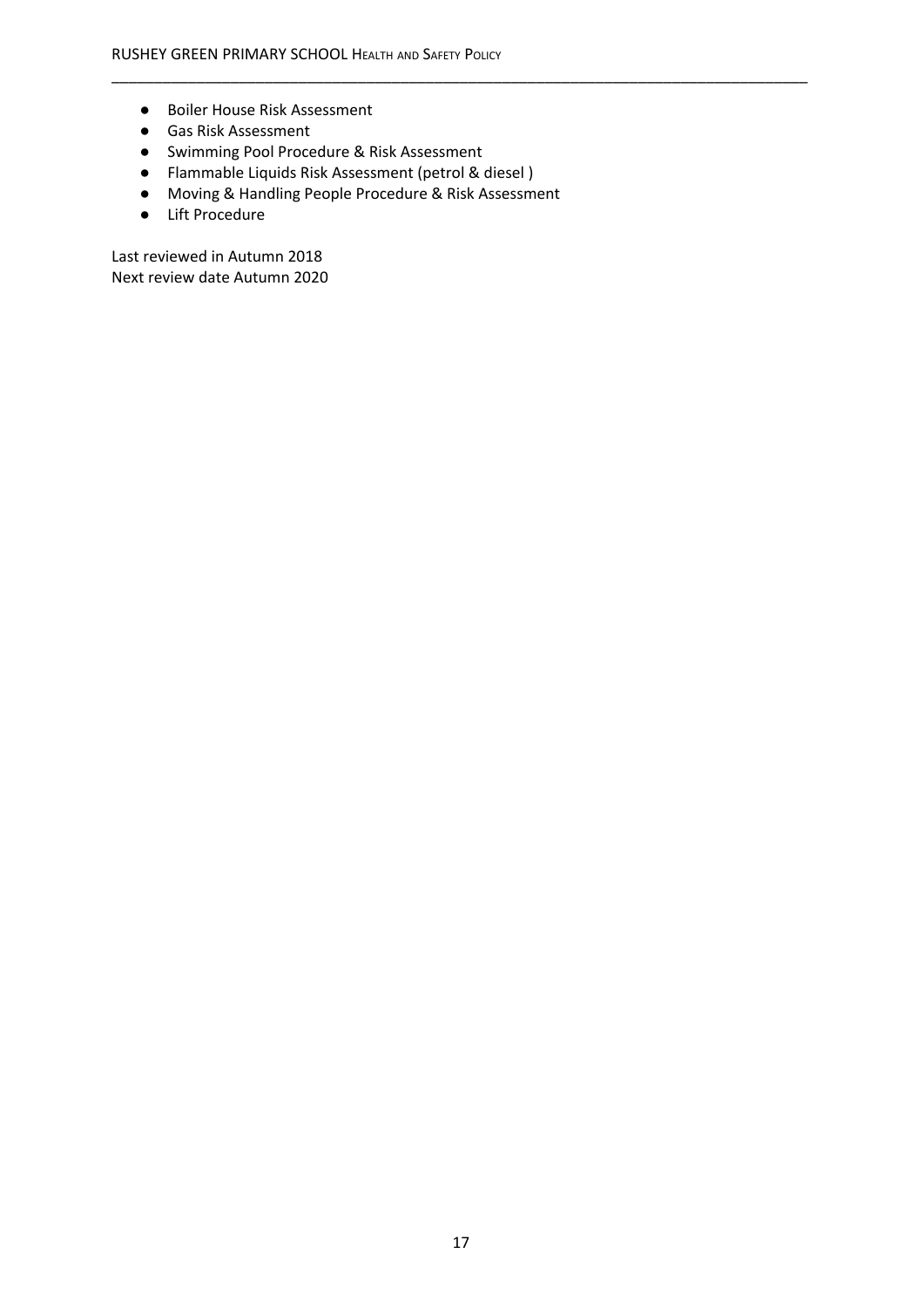- Boiler House Risk Assessment
- Gas Risk Assessment
- Swimming Pool Procedure & Risk Assessment
- Flammable Liquids Risk Assessment (petrol & diesel )
- Moving & Handling People Procedure & Risk Assessment
- Lift Procedure

Last reviewed in Autumn 2018
Next review date Autumn 2020